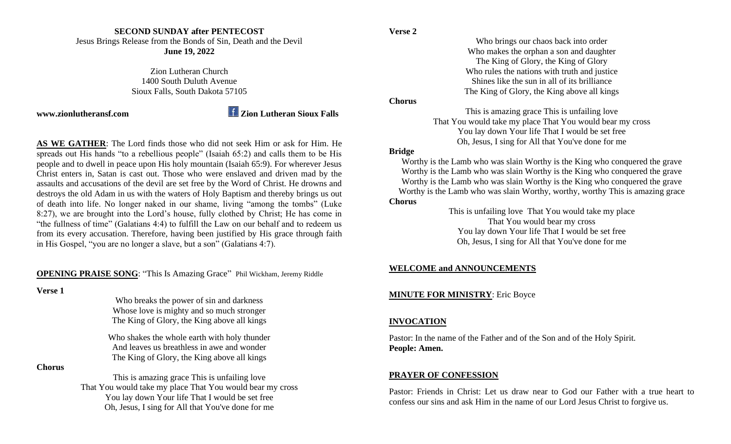**SECOND SUNDAY after PENTECOST**
Jesus Brings Release from the Bonds of Sin, Death and the Devil
**June 19, 2022**

Zion Lutheran Church
1400 South Duluth Avenue
Sioux Falls, South Dakota 57105

**www.zionlutheransf.com** **Zion Lutheran Sioux Falls**

**AS WE GATHER**: The Lord finds those who did not seek Him or ask for Him. He spreads out His hands "to a rebellious people" (Isaiah 65:2) and calls them to be His people and to dwell in peace upon His holy mountain (Isaiah 65:9). For wherever Jesus Christ enters in, Satan is cast out. Those who were enslaved and driven mad by the assaults and accusations of the devil are set free by the Word of Christ. He drowns and destroys the old Adam in us with the waters of Holy Baptism and thereby brings us out of death into life. No longer naked in our shame, living "among the tombs" (Luke 8:27), we are brought into the Lord's house, fully clothed by Christ; He has come in "the fullness of time" (Galatians 4:4) to fulfill the Law on our behalf and to redeem us from its every accusation. Therefore, having been justified by His grace through faith in His Gospel, "you are no longer a slave, but a son" (Galatians 4:7).

**OPENING PRAISE SONG**: "This Is Amazing Grace" Phil Wickham, Jeremy Riddle

**Verse 1**

Who breaks the power of sin and darkness
Whose love is mighty and so much stronger
The King of Glory, the King above all kings

Who shakes the whole earth with holy thunder
And leaves us breathless in awe and wonder
The King of Glory, the King above all kings

**Chorus**

This is amazing grace This is unfailing love
That You would take my place That You would bear my cross
You lay down Your life That I would be set free
Oh, Jesus, I sing for All that You've done for me

**Verse 2**

Who brings our chaos back into order
Who makes the orphan a son and daughter
The King of Glory, the King of Glory
Who rules the nations with truth and justice
Shines like the sun in all of its brilliance
The King of Glory, the King above all kings

**Chorus**

This is amazing grace This is unfailing love
That You would take my place That You would bear my cross
You lay down Your life That I would be set free
Oh, Jesus, I sing for All that You've done for me

**Bridge**

Worthy is the Lamb who was slain Worthy is the King who conquered the grave
Worthy is the Lamb who was slain Worthy is the King who conquered the grave
Worthy is the Lamb who was slain Worthy is the King who conquered the grave
Worthy is the Lamb who was slain Worthy, worthy, worthy This is amazing grace

**Chorus**

This is unfailing love That You would take my place
That You would bear my cross
You lay down Your life That I would be set free
Oh, Jesus, I sing for All that You've done for me

**WELCOME and ANNOUNCEMENTS**

**MINUTE FOR MINISTRY**: Eric Boyce

**INVOCATION**

Pastor: In the name of the Father and of the Son and of the Holy Spirit.
**People: Amen.**

**PRAYER OF CONFESSION**

Pastor: Friends in Christ: Let us draw near to God our Father with a true heart to confess our sins and ask Him in the name of our Lord Jesus Christ to forgive us.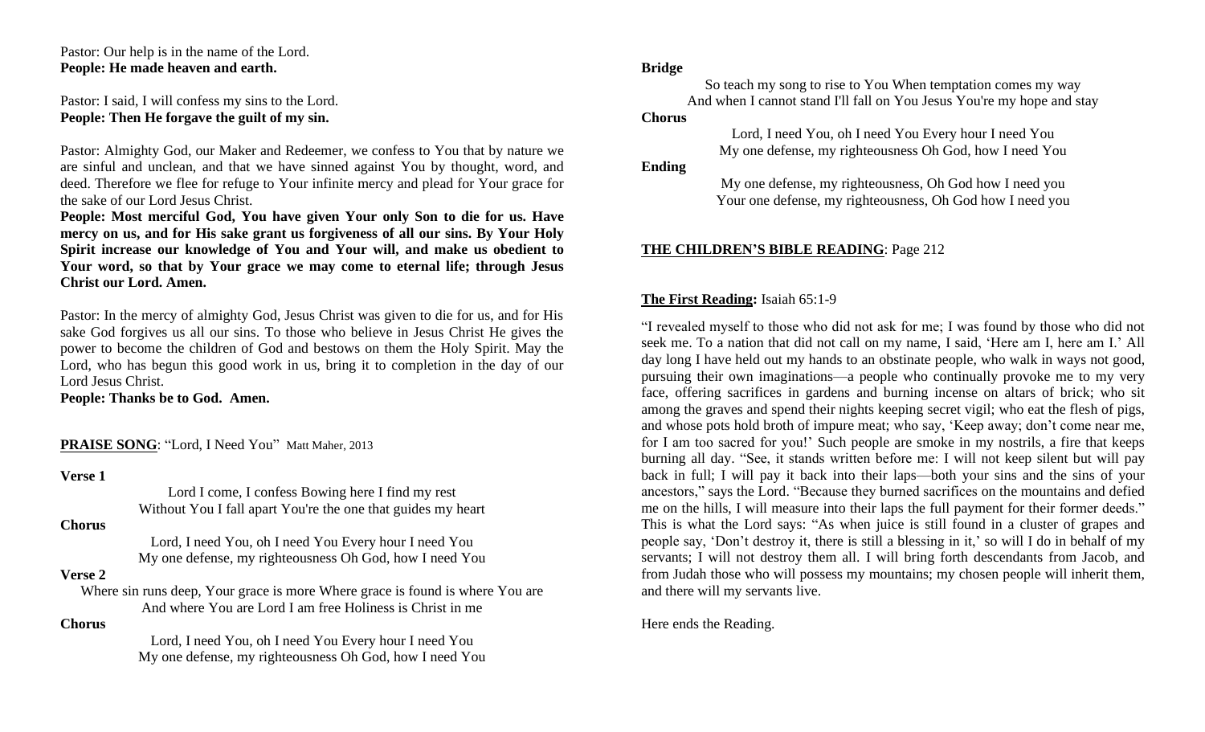Pastor: Our help is in the name of the Lord.
**People: He made heaven and earth.**

Pastor: I said, I will confess my sins to the Lord.
**People: Then He forgave the guilt of my sin.**

Pastor: Almighty God, our Maker and Redeemer, we confess to You that by nature we are sinful and unclean, and that we have sinned against You by thought, word, and deed. Therefore we flee for refuge to Your infinite mercy and plead for Your grace for the sake of our Lord Jesus Christ.
**People: Most merciful God, You have given Your only Son to die for us. Have mercy on us, and for His sake grant us forgiveness of all our sins. By Your Holy Spirit increase our knowledge of You and Your will, and make us obedient to Your word, so that by Your grace we may come to eternal life; through Jesus Christ our Lord. Amen.**

Pastor: In the mercy of almighty God, Jesus Christ was given to die for us, and for His sake God forgives us all our sins. To those who believe in Jesus Christ He gives the power to become the children of God and bestows on them the Holy Spirit. May the Lord, who has begun this good work in us, bring it to completion in the day of our Lord Jesus Christ.
**People: Thanks be to God. Amen.**

**PRAISE SONG**: "Lord, I Need You" Matt Maher, 2013

**Verse 1**

Lord I come, I confess Bowing here I find my rest
Without You I fall apart You're the one that guides my heart

**Chorus**

Lord, I need You, oh I need You Every hour I need You
My one defense, my righteousness Oh God, how I need You

**Verse 2**

Where sin runs deep, Your grace is more Where grace is found is where You are
And where You are Lord I am free Holiness is Christ in me

**Chorus**

Lord, I need You, oh I need You Every hour I need You
My one defense, my righteousness Oh God, how I need You

**Bridge**

So teach my song to rise to You When temptation comes my way
And when I cannot stand I'll fall on You Jesus You're my hope and stay

**Chorus**

Lord, I need You, oh I need You Every hour I need You
My one defense, my righteousness Oh God, how I need You

**Ending**

My one defense, my righteousness, Oh God how I need you
Your one defense, my righteousness, Oh God how I need you

**THE CHILDREN'S BIBLE READING**: Page 212

**The First Reading:** Isaiah 65:1-9

"I revealed myself to those who did not ask for me; I was found by those who did not seek me. To a nation that did not call on my name, I said, 'Here am I, here am I.' All day long I have held out my hands to an obstinate people, who walk in ways not good, pursuing their own imaginations—a people who continually provoke me to my very face, offering sacrifices in gardens and burning incense on altars of brick; who sit among the graves and spend their nights keeping secret vigil; who eat the flesh of pigs, and whose pots hold broth of impure meat; who say, 'Keep away; don't come near me, for I am too sacred for you!' Such people are smoke in my nostrils, a fire that keeps burning all day. "See, it stands written before me: I will not keep silent but will pay back in full; I will pay it back into their laps—both your sins and the sins of your ancestors," says the Lord. "Because they burned sacrifices on the mountains and defied me on the hills, I will measure into their laps the full payment for their former deeds." This is what the Lord says: "As when juice is still found in a cluster of grapes and people say, 'Don't destroy it, there is still a blessing in it,' so will I do in behalf of my servants; I will not destroy them all. I will bring forth descendants from Jacob, and from Judah those who will possess my mountains; my chosen people will inherit them, and there will my servants live.

Here ends the Reading.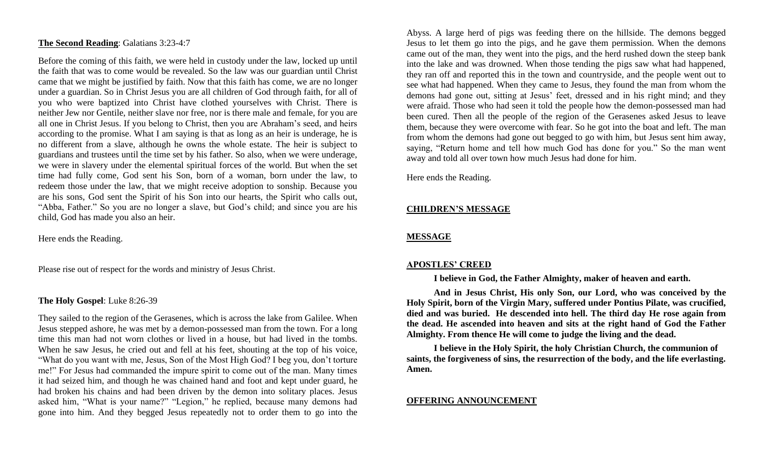**The Second Reading**: Galatians 3:23-4:7

Before the coming of this faith, we were held in custody under the law, locked up until the faith that was to come would be revealed. So the law was our guardian until Christ came that we might be justified by faith. Now that this faith has come, we are no longer under a guardian. So in Christ Jesus you are all children of God through faith, for all of you who were baptized into Christ have clothed yourselves with Christ. There is neither Jew nor Gentile, neither slave nor free, nor is there male and female, for you are all one in Christ Jesus. If you belong to Christ, then you are Abraham's seed, and heirs according to the promise. What I am saying is that as long as an heir is underage, he is no different from a slave, although he owns the whole estate. The heir is subject to guardians and trustees until the time set by his father. So also, when we were underage, we were in slavery under the elemental spiritual forces of the world. But when the set time had fully come, God sent his Son, born of a woman, born under the law, to redeem those under the law, that we might receive adoption to sonship. Because you are his sons, God sent the Spirit of his Son into our hearts, the Spirit who calls out, "Abba, Father." So you are no longer a slave, but God's child; and since you are his child, God has made you also an heir.

Here ends the Reading.

Please rise out of respect for the words and ministry of Jesus Christ.

**The Holy Gospel**: Luke 8:26-39

They sailed to the region of the Gerasenes, which is across the lake from Galilee. When Jesus stepped ashore, he was met by a demon-possessed man from the town. For a long time this man had not worn clothes or lived in a house, but had lived in the tombs. When he saw Jesus, he cried out and fell at his feet, shouting at the top of his voice, "What do you want with me, Jesus, Son of the Most High God? I beg you, don't torture me!" For Jesus had commanded the impure spirit to come out of the man. Many times it had seized him, and though he was chained hand and foot and kept under guard, he had broken his chains and had been driven by the demon into solitary places. Jesus asked him, "What is your name?" "Legion," he replied, because many demons had gone into him. And they begged Jesus repeatedly not to order them to go into the Abyss. A large herd of pigs was feeding there on the hillside. The demons begged Jesus to let them go into the pigs, and he gave them permission. When the demons came out of the man, they went into the pigs, and the herd rushed down the steep bank into the lake and was drowned. When those tending the pigs saw what had happened, they ran off and reported this in the town and countryside, and the people went out to see what had happened. When they came to Jesus, they found the man from whom the demons had gone out, sitting at Jesus' feet, dressed and in his right mind; and they were afraid. Those who had seen it told the people how the demon-possessed man had been cured. Then all the people of the region of the Gerasenes asked Jesus to leave them, because they were overcome with fear. So he got into the boat and left. The man from whom the demons had gone out begged to go with him, but Jesus sent him away, saying, "Return home and tell how much God has done for you." So the man went away and told all over town how much Jesus had done for him.

Here ends the Reading.

## CHILDREN'S MESSAGE

## MESSAGE

## APOSTLES' CREED

**I believe in God, the Father Almighty, maker of heaven and earth.**

**And in Jesus Christ, His only Son, our Lord, who was conceived by the Holy Spirit, born of the Virgin Mary, suffered under Pontius Pilate, was crucified, died and was buried. He descended into hell. The third day He rose again from the dead. He ascended into heaven and sits at the right hand of God the Father Almighty. From thence He will come to judge the living and the dead.**

**I believe in the Holy Spirit, the holy Christian Church, the communion of saints, the forgiveness of sins, the resurrection of the body, and the life everlasting. Amen.**

## OFFERING ANNOUNCEMENT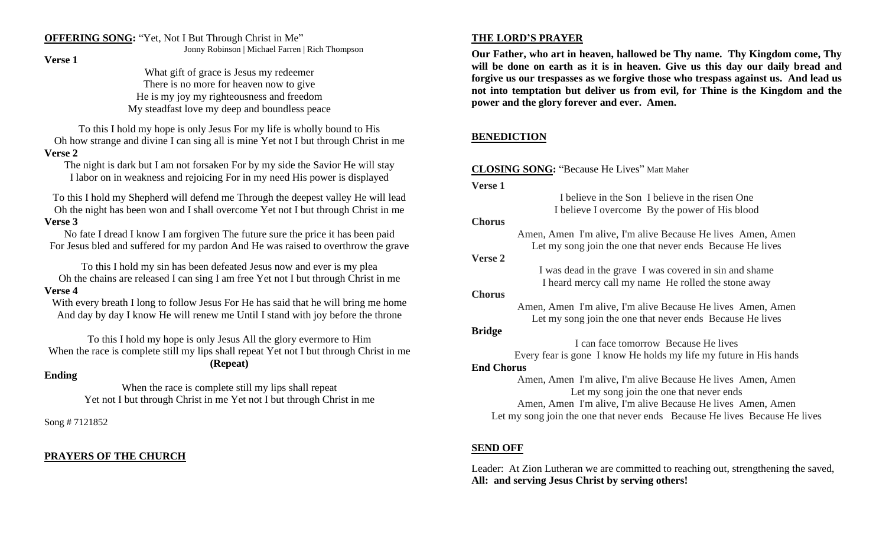**OFFERING SONG:** "Yet, Not I But Through Christ in Me"
Jonny Robinson | Michael Farren | Rich Thompson

**Verse 1**

What gift of grace is Jesus my redeemer
There is no more for heaven now to give
He is my joy my righteousness and freedom
My steadfast love my deep and boundless peace

To this I hold my hope is only Jesus For my life is wholly bound to His
Oh how strange and divine I can sing all is mine Yet not I but through Christ in me

**Verse 2**

The night is dark but I am not forsaken For by my side the Savior He will stay
I labor on in weakness and rejoicing For in my need His power is displayed

To this I hold my Shepherd will defend me Through the deepest valley He will lead
Oh the night has been won and I shall overcome Yet not I but through Christ in me

**Verse 3**

No fate I dread I know I am forgiven The future sure the price it has been paid
For Jesus bled and suffered for my pardon And He was raised to overthrow the grave

To this I hold my sin has been defeated Jesus now and ever is my plea
Oh the chains are released I can sing I am free Yet not I but through Christ in me

**Verse 4**

With every breath I long to follow Jesus For He has said that he will bring me home
And day by day I know He will renew me Until I stand with joy before the throne

To this I hold my hope is only Jesus All the glory evermore to Him
When the race is complete still my lips shall repeat Yet not I but through Christ in me
**(Repeat)**

**Ending**

When the race is complete still my lips shall repeat
Yet not I but through Christ in me Yet not I but through Christ in me

Song # 7121852

**PRAYERS OF THE CHURCH**

**THE LORD'S PRAYER**

**Our Father, who art in heaven, hallowed be Thy name. Thy Kingdom come, Thy will be done on earth as it is in heaven. Give us this day our daily bread and forgive us our trespasses as we forgive those who trespass against us. And lead us not into temptation but deliver us from evil, for Thine is the Kingdom and the power and the glory forever and ever. Amen.**

**BENEDICTION**

**CLOSING SONG:** "Because He Lives" Matt Maher

**Verse 1**

I believe in the Son I believe in the risen One
I believe I overcome By the power of His blood

**Chorus**

Amen, Amen I'm alive, I'm alive Because He lives Amen, Amen
Let my song join the one that never ends Because He lives

**Verse 2**

I was dead in the grave I was covered in sin and shame
I heard mercy call my name He rolled the stone away

**Chorus**

Amen, Amen I'm alive, I'm alive Because He lives Amen, Amen
Let my song join the one that never ends Because He lives

**Bridge**

I can face tomorrow Because He lives
Every fear is gone I know He holds my life my future in His hands

**End Chorus**

Amen, Amen I'm alive, I'm alive Because He lives Amen, Amen
Let my song join the one that never ends
Amen, Amen I'm alive, I'm alive Because He lives Amen, Amen
Let my song join the one that never ends Because He lives Because He lives

**SEND OFF**

Leader: At Zion Lutheran we are committed to reaching out, strengthening the saved,
**All: and serving Jesus Christ by serving others!**